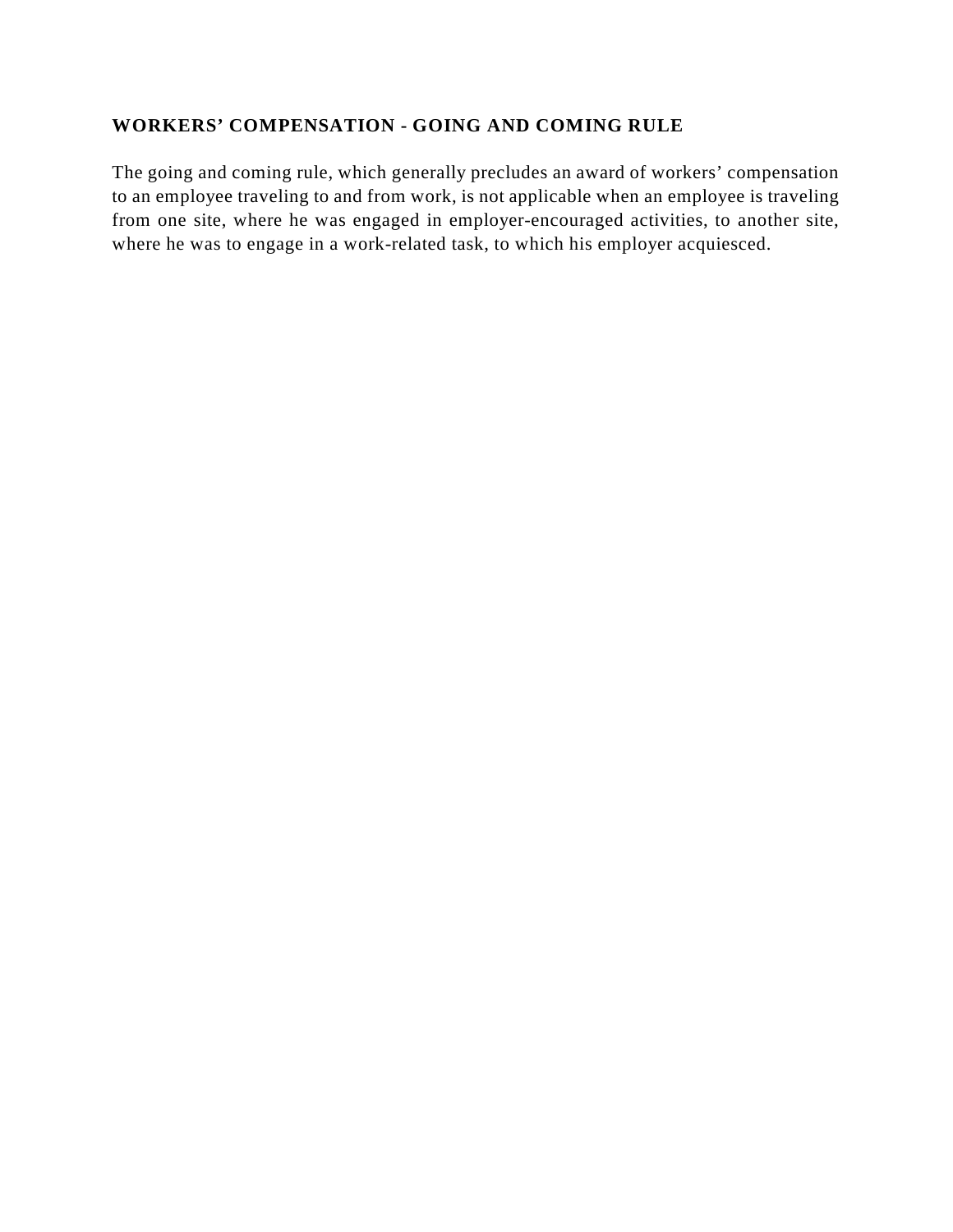**WORKERS' COMPENSATION - GOING AND COMING RULE**

The going and coming rule, which generally precludes an award of workers' compensation to an employee traveling to and from work, is not applicable when an employee is traveling from one site, where he was engaged in employer-encouraged activities, to another site, where he was to engage in a work-related task, to which his employer acquiesced.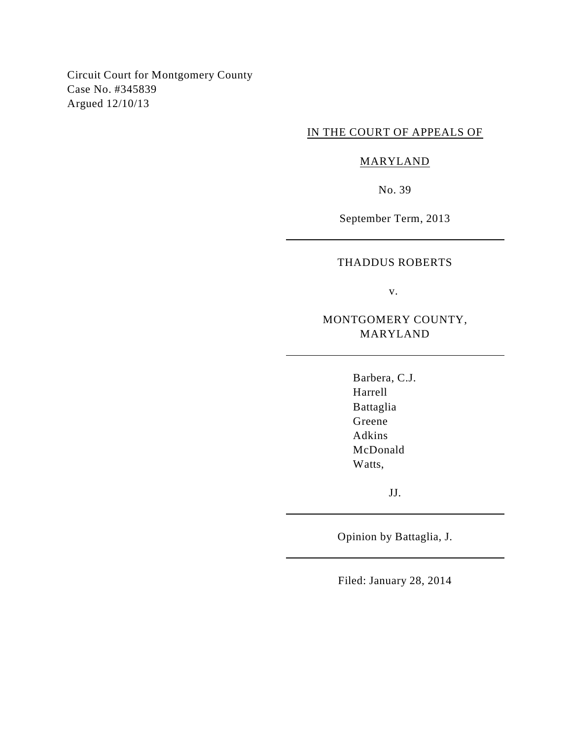Circuit Court for Montgomery County
Case No. #345839
Argued 12/10/13

IN THE COURT OF APPEALS OF

MARYLAND

No. 39

September Term, 2013

---

THADDUS ROBERTS

v.

MONTGOMERY COUNTY, MARYLAND

---

Barbera, C.J.
Harrell
Battaglia
Greene
Adkins
McDonald
Watts,

JJ.

---

Opinion by Battaglia, J.

---

Filed: January 28, 2014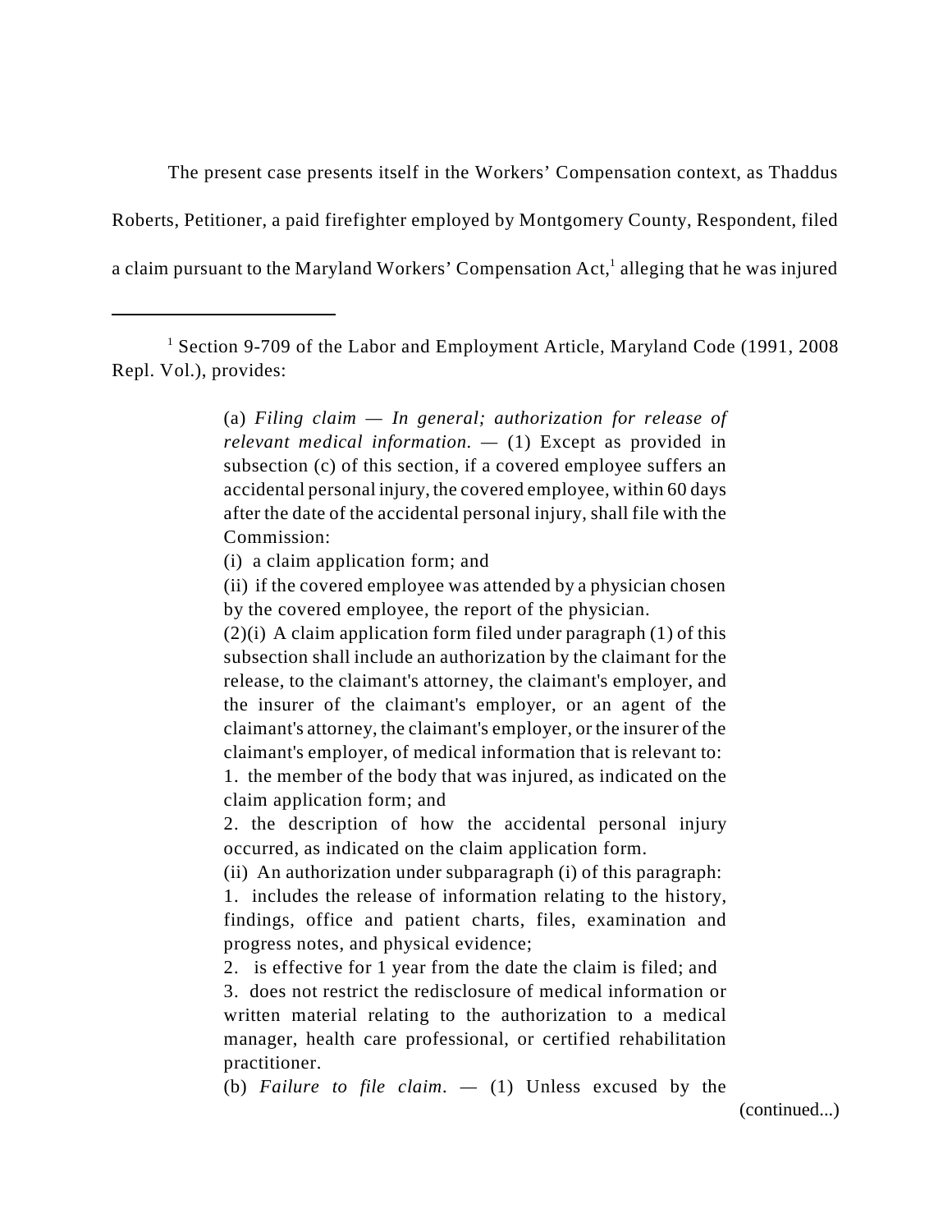The present case presents itself in the Workers' Compensation context, as Thaddus Roberts, Petitioner, a paid firefighter employed by Montgomery County, Respondent, filed a claim pursuant to the Maryland Workers' Compensation Act,[1] alleging that he was injured

---

[1] Section 9-709 of the Labor and Employment Article, Maryland Code (1991, 2008 Repl. Vol.), provides:

> (a) *Filing claim — In general; authorization for release of relevant medical information.* — (1) Except as provided in subsection (c) of this section, if a covered employee suffers an accidental personal injury, the covered employee, within 60 days after the date of the accidental personal injury, shall file with the Commission:
>
> (i) a claim application form; and
>
> (ii) if the covered employee was attended by a physician chosen by the covered employee, the report of the physician.
>
> (2)(i) A claim application form filed under paragraph (1) of this subsection shall include an authorization by the claimant for the release, to the claimant's attorney, the claimant's employer, and the insurer of the claimant's employer, or an agent of the claimant's attorney, the claimant's employer, or the insurer of the claimant's employer, of medical information that is relevant to:
>
> 1. the member of the body that was injured, as indicated on the claim application form; and
>
> 2. the description of how the accidental personal injury occurred, as indicated on the claim application form.
>
> (ii) An authorization under subparagraph (i) of this paragraph:
>
> 1. includes the release of information relating to the history, findings, office and patient charts, files, examination and progress notes, and physical evidence;
>
> 2. is effective for 1 year from the date the claim is filed; and
>
> 3. does not restrict the redisclosure of medical information or written material relating to the authorization to a medical manager, health care professional, or certified rehabilitation practitioner.
>
> (b) *Failure to file claim*. — (1) Unless excused by the

(continued...)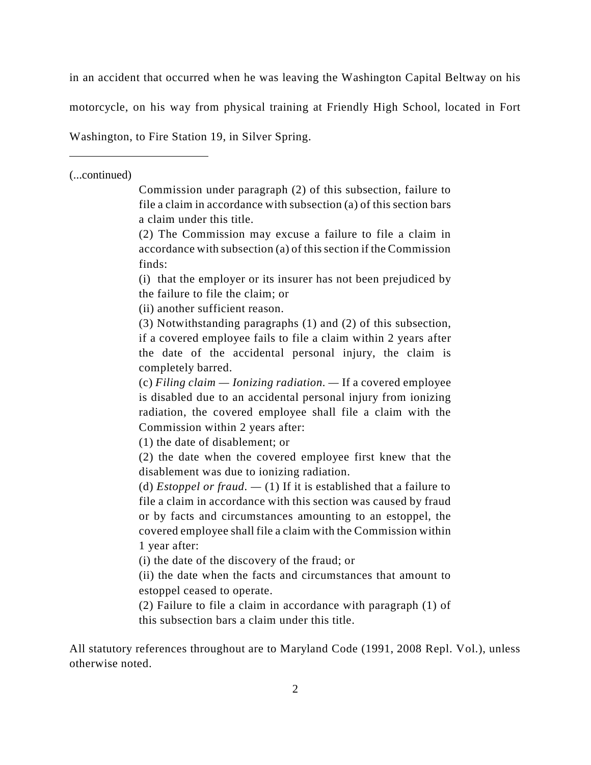in an accident that occurred when he was leaving the Washington Capital Beltway on his motorcycle, on his way from physical training at Friendly High School, located in Fort Washington, to Fire Station 19, in Silver Spring.

---

(...continued)

> Commission under paragraph (2) of this subsection, failure to file a claim in accordance with subsection (a) of this section bars a claim under this title.
>
> (2) The Commission may excuse a failure to file a claim in accordance with subsection (a) of this section if the Commission finds:
>
> (i) that the employer or its insurer has not been prejudiced by the failure to file the claim; or
>
> (ii) another sufficient reason.
>
> (3) Notwithstanding paragraphs (1) and (2) of this subsection, if a covered employee fails to file a claim within 2 years after the date of the accidental personal injury, the claim is completely barred.
>
> (c) *Filing claim — Ionizing radiation.* — If a covered employee is disabled due to an accidental personal injury from ionizing radiation, the covered employee shall file a claim with the Commission within 2 years after:
>
> (1) the date of disablement; or
>
> (2) the date when the covered employee first knew that the disablement was due to ionizing radiation.
>
> (d) *Estoppel or fraud.* — (1) If it is established that a failure to file a claim in accordance with this section was caused by fraud or by facts and circumstances amounting to an estoppel, the covered employee shall file a claim with the Commission within 1 year after:
>
> (i) the date of the discovery of the fraud; or
>
> (ii) the date when the facts and circumstances that amount to estoppel ceased to operate.
>
> (2) Failure to file a claim in accordance with paragraph (1) of this subsection bars a claim under this title.

All statutory references throughout are to Maryland Code (1991, 2008 Repl. Vol.), unless otherwise noted.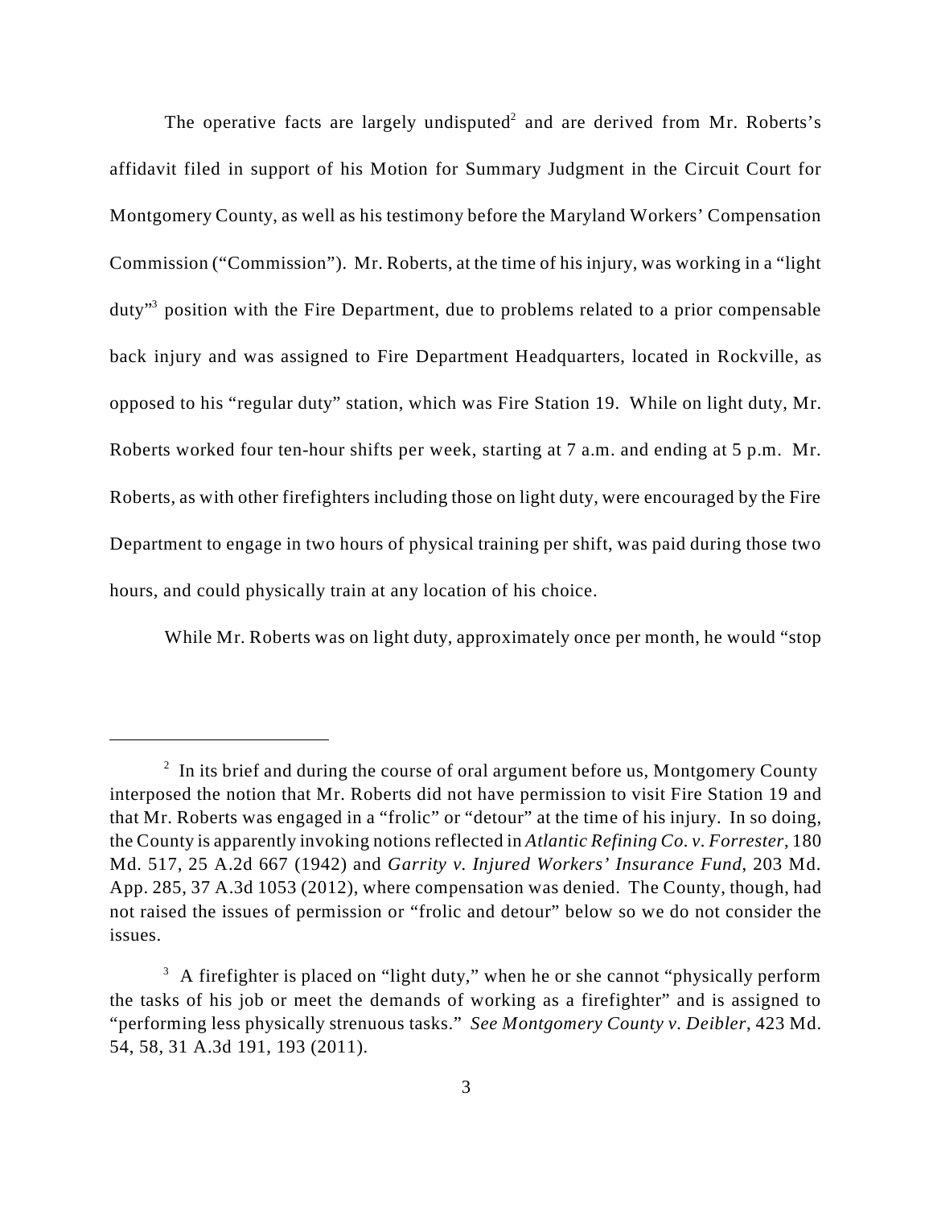The operative facts are largely undisputed[2] and are derived from Mr. Roberts's affidavit filed in support of his Motion for Summary Judgment in the Circuit Court for Montgomery County, as well as his testimony before the Maryland Workers' Compensation Commission ("Commission"). Mr. Roberts, at the time of his injury, was working in a "light duty"[3] position with the Fire Department, due to problems related to a prior compensable back injury and was assigned to Fire Department Headquarters, located in Rockville, as opposed to his "regular duty" station, which was Fire Station 19. While on light duty, Mr. Roberts worked four ten-hour shifts per week, starting at 7 a.m. and ending at 5 p.m. Mr. Roberts, as with other firefighters including those on light duty, were encouraged by the Fire Department to engage in two hours of physical training per shift, was paid during those two hours, and could physically train at any location of his choice.

While Mr. Roberts was on light duty, approximately once per month, he would "stop

---

[2] In its brief and during the course of oral argument before us, Montgomery County interposed the notion that Mr. Roberts did not have permission to visit Fire Station 19 and that Mr. Roberts was engaged in a "frolic" or "detour" at the time of his injury. In so doing, the County is apparently invoking notions reflected in *Atlantic Refining Co. v. Forrester*, 180 Md. 517, 25 A.2d 667 (1942) and *Garrity v. Injured Workers' Insurance Fund*, 203 Md. App. 285, 37 A.3d 1053 (2012), where compensation was denied. The County, though, had not raised the issues of permission or "frolic and detour" below so we do not consider the issues.

[3] A firefighter is placed on "light duty," when he or she cannot "physically perform the tasks of his job or meet the demands of working as a firefighter" and is assigned to "performing less physically strenuous tasks." *See Montgomery County v. Deibler*, 423 Md. 54, 58, 31 A.3d 191, 193 (2011).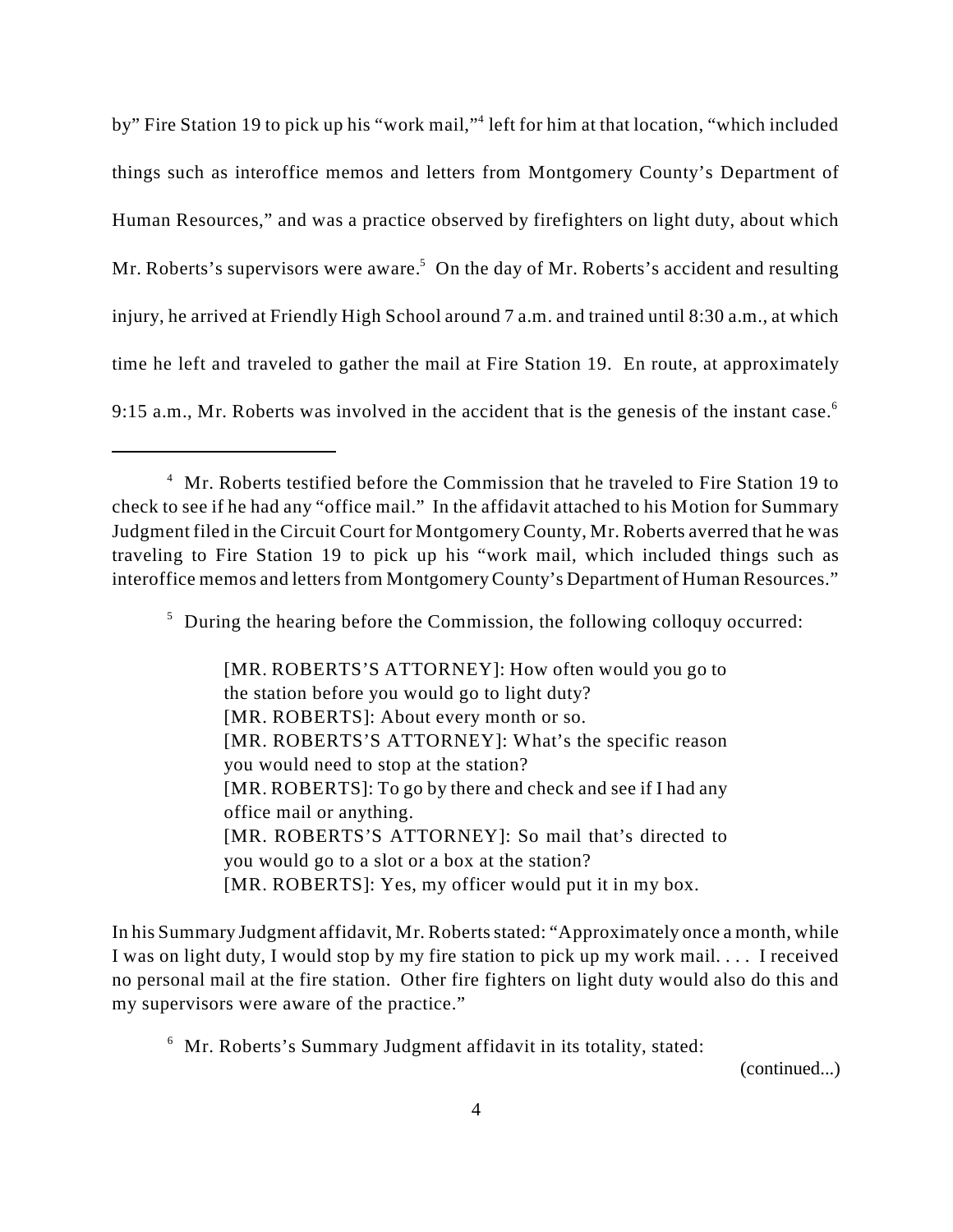by" Fire Station 19 to pick up his "work mail,"[4] left for him at that location, "which included things such as interoffice memos and letters from Montgomery County's Department of Human Resources," and was a practice observed by firefighters on light duty, about which Mr. Roberts's supervisors were aware.[5] On the day of Mr. Roberts's accident and resulting injury, he arrived at Friendly High School around 7 a.m. and trained until 8:30 a.m., at which time he left and traveled to gather the mail at Fire Station 19. En route, at approximately 9:15 a.m., Mr. Roberts was involved in the accident that is the genesis of the instant case.[6]

---

[4] Mr. Roberts testified before the Commission that he traveled to Fire Station 19 to check to see if he had any "office mail." In the affidavit attached to his Motion for Summary Judgment filed in the Circuit Court for Montgomery County, Mr. Roberts averred that he was traveling to Fire Station 19 to pick up his "work mail, which included things such as interoffice memos and letters from Montgomery County's Department of Human Resources."

[5] During the hearing before the Commission, the following colloquy occurred:

> [MR. ROBERTS'S ATTORNEY]: How often would you go to the station before you would go to light duty?
> [MR. ROBERTS]: About every month or so.
> [MR. ROBERTS'S ATTORNEY]: What's the specific reason you would need to stop at the station?
> [MR. ROBERTS]: To go by there and check and see if I had any office mail or anything.
> [MR. ROBERTS'S ATTORNEY]: So mail that's directed to you would go to a slot or a box at the station?
> [MR. ROBERTS]: Yes, my officer would put it in my box.

In his Summary Judgment affidavit, Mr. Roberts stated: "Approximately once a month, while I was on light duty, I would stop by my fire station to pick up my work mail. . . . I received no personal mail at the fire station. Other fire fighters on light duty would also do this and my supervisors were aware of the practice."

[6] Mr. Roberts's Summary Judgment affidavit in its totality, stated:

(continued...)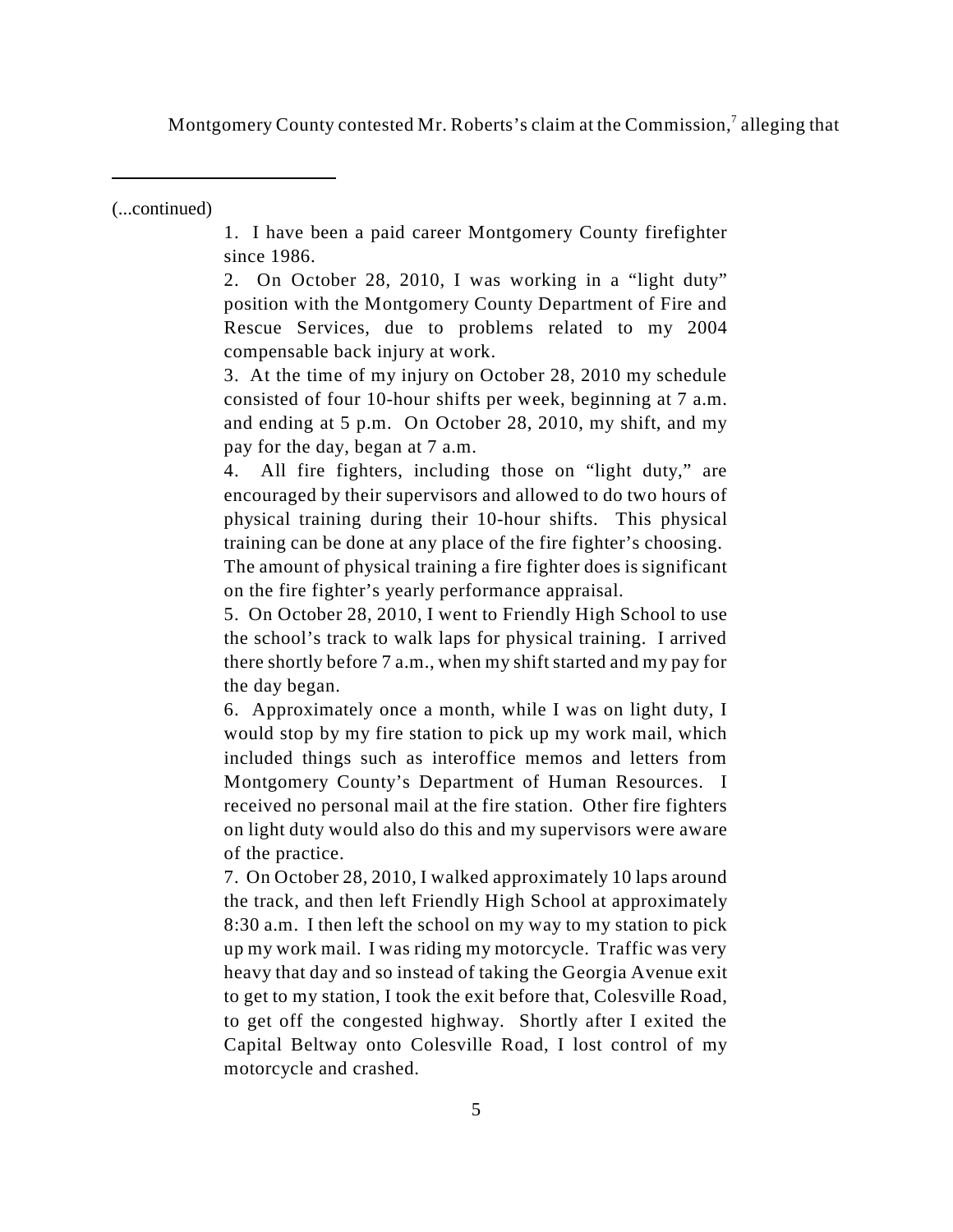Montgomery County contested Mr. Roberts's claim at the Commission,[7] alleging that

---

(...continued)

> 1. I have been a paid career Montgomery County firefighter since 1986.
>
> 2. On October 28, 2010, I was working in a "light duty" position with the Montgomery County Department of Fire and Rescue Services, due to problems related to my 2004 compensable back injury at work.
>
> 3. At the time of my injury on October 28, 2010 my schedule consisted of four 10-hour shifts per week, beginning at 7 a.m. and ending at 5 p.m. On October 28, 2010, my shift, and my pay for the day, began at 7 a.m.
>
> 4. All fire fighters, including those on "light duty," are encouraged by their supervisors and allowed to do two hours of physical training during their 10-hour shifts. This physical training can be done at any place of the fire fighter's choosing. The amount of physical training a fire fighter does is significant on the fire fighter's yearly performance appraisal.
>
> 5. On October 28, 2010, I went to Friendly High School to use the school's track to walk laps for physical training. I arrived there shortly before 7 a.m., when my shift started and my pay for the day began.
>
> 6. Approximately once a month, while I was on light duty, I would stop by my fire station to pick up my work mail, which included things such as interoffice memos and letters from Montgomery County's Department of Human Resources. I received no personal mail at the fire station. Other fire fighters on light duty would also do this and my supervisors were aware of the practice.
>
> 7. On October 28, 2010, I walked approximately 10 laps around the track, and then left Friendly High School at approximately 8:30 a.m. I then left the school on my way to my station to pick up my work mail. I was riding my motorcycle. Traffic was very heavy that day and so instead of taking the Georgia Avenue exit to get to my station, I took the exit before that, Colesville Road, to get off the congested highway. Shortly after I exited the Capital Beltway onto Colesville Road, I lost control of my motorcycle and crashed.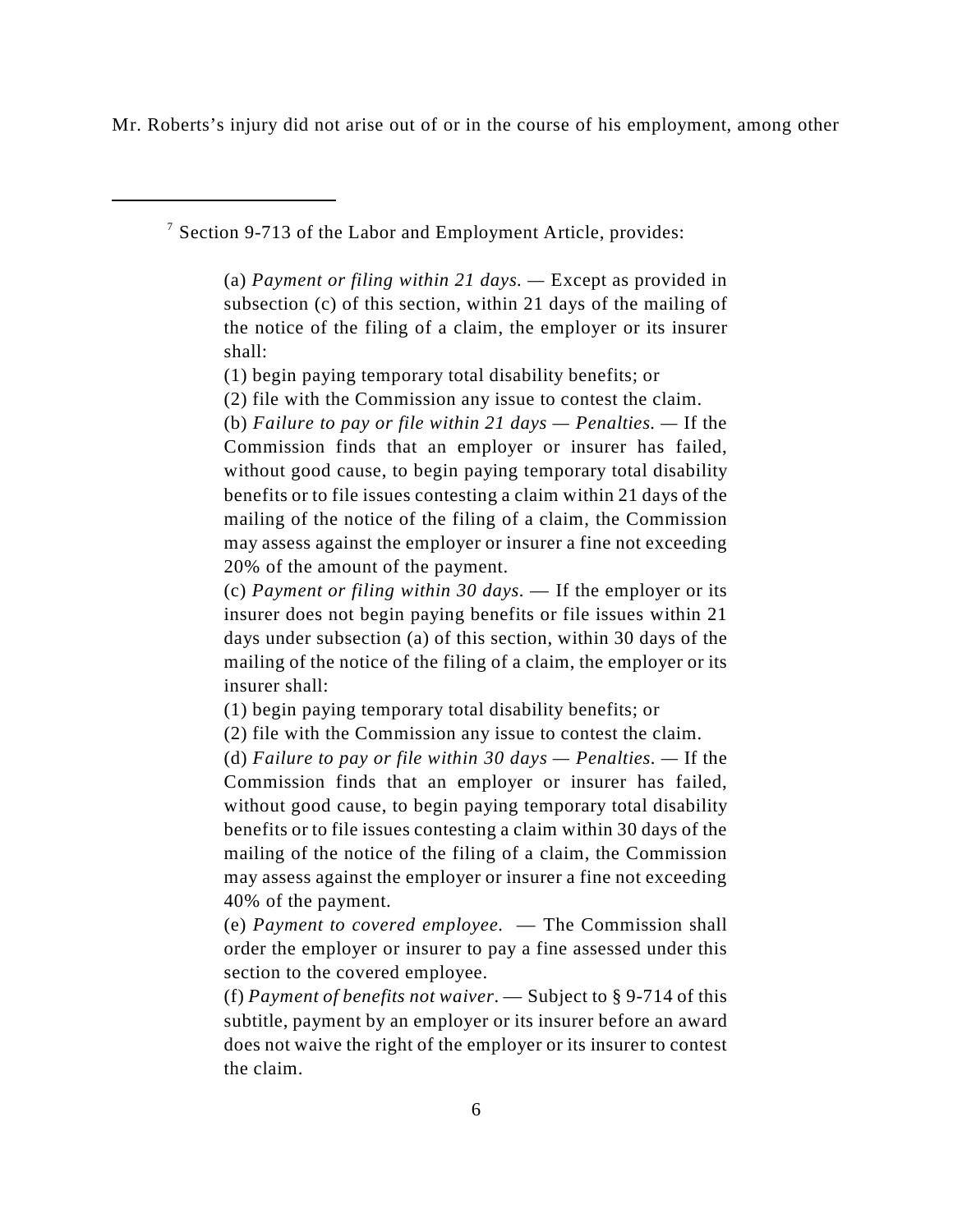Mr. Roberts's injury did not arise out of or in the course of his employment, among other

---

[7] Section 9-713 of the Labor and Employment Article, provides:

> (a) *Payment or filing within 21 days.* — Except as provided in subsection (c) of this section, within 21 days of the mailing of the notice of the filing of a claim, the employer or its insurer shall:
>
> (1) begin paying temporary total disability benefits; or
>
> (2) file with the Commission any issue to contest the claim.
>
> (b) *Failure to pay or file within 21 days — Penalties.* — If the Commission finds that an employer or insurer has failed, without good cause, to begin paying temporary total disability benefits or to file issues contesting a claim within 21 days of the mailing of the notice of the filing of a claim, the Commission may assess against the employer or insurer a fine not exceeding 20% of the amount of the payment.
>
> (c) *Payment or filing within 30 days.* — If the employer or its insurer does not begin paying benefits or file issues within 21 days under subsection (a) of this section, within 30 days of the mailing of the notice of the filing of a claim, the employer or its insurer shall:
>
> (1) begin paying temporary total disability benefits; or
>
> (2) file with the Commission any issue to contest the claim.
>
> (d) *Failure to pay or file within 30 days — Penalties.* — If the Commission finds that an employer or insurer has failed, without good cause, to begin paying temporary total disability benefits or to file issues contesting a claim within 30 days of the mailing of the notice of the filing of a claim, the Commission may assess against the employer or insurer a fine not exceeding 40% of the payment.
>
> (e) *Payment to covered employee.* — The Commission shall order the employer or insurer to pay a fine assessed under this section to the covered employee.
>
> (f) *Payment of benefits not waiver.* — Subject to § 9-714 of this subtitle, payment by an employer or its insurer before an award does not waive the right of the employer or its insurer to contest the claim.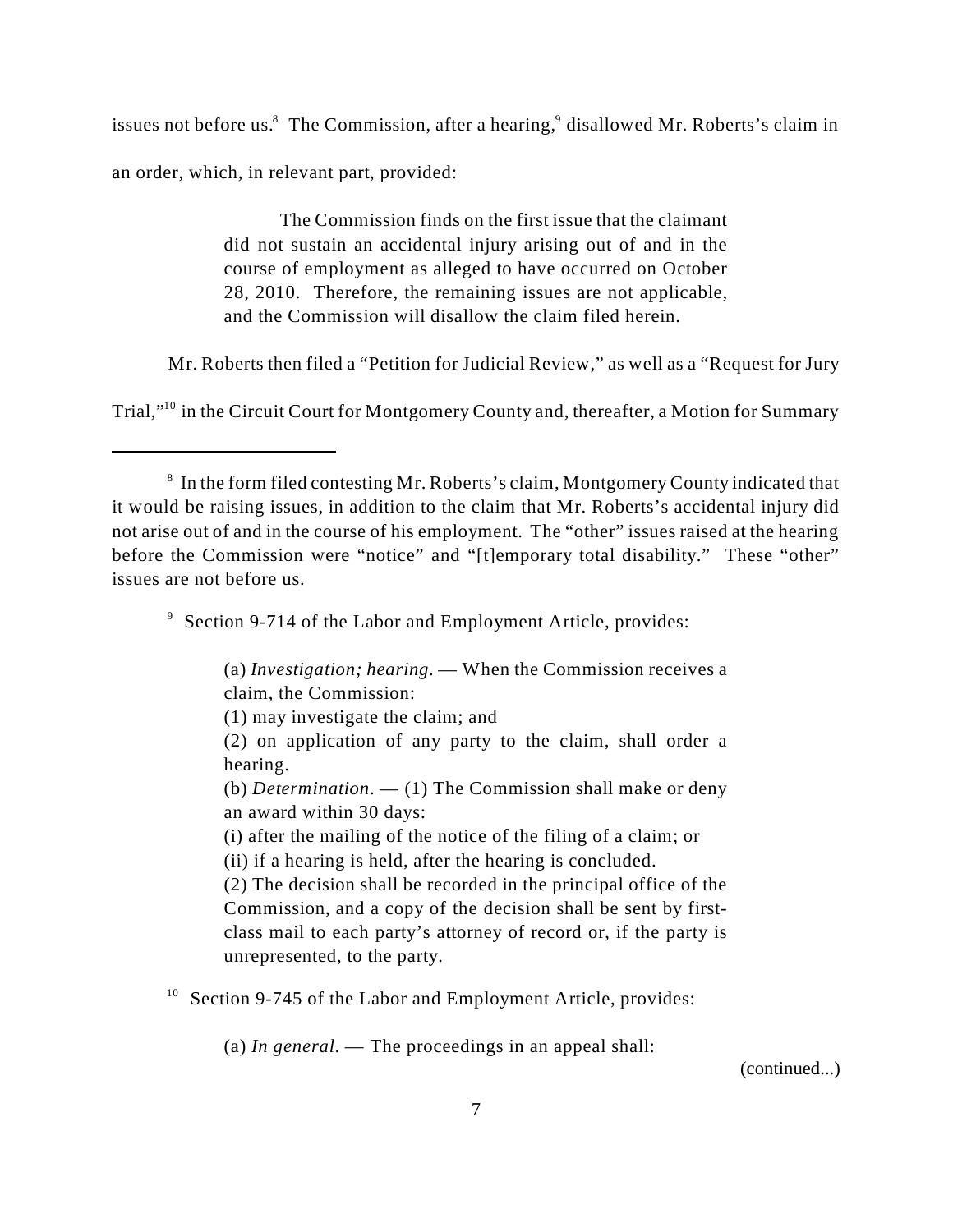issues not before us.[8] The Commission, after a hearing,[9] disallowed Mr. Roberts's claim in an order, which, in relevant part, provided:

> The Commission finds on the first issue that the claimant did not sustain an accidental injury arising out of and in the course of employment as alleged to have occurred on October 28, 2010. Therefore, the remaining issues are not applicable, and the Commission will disallow the claim filed herein.

Mr. Roberts then filed a "Petition for Judicial Review," as well as a "Request for Jury Trial,"[10] in the Circuit Court for Montgomery County and, thereafter, a Motion for Summary

---

[8] In the form filed contesting Mr. Roberts's claim, Montgomery County indicated that it would be raising issues, in addition to the claim that Mr. Roberts's accidental injury did not arise out of and in the course of his employment. The "other" issues raised at the hearing before the Commission were "notice" and "[t]emporary total disability." These "other" issues are not before us.

[9] Section 9-714 of the Labor and Employment Article, provides:

> (a) *Investigation; hearing*. — When the Commission receives a claim, the Commission:
> (1) may investigate the claim; and
> (2) on application of any party to the claim, shall order a hearing.
> (b) *Determination*. — (1) The Commission shall make or deny an award within 30 days:
> (i) after the mailing of the notice of the filing of a claim; or
> (ii) if a hearing is held, after the hearing is concluded.
> (2) The decision shall be recorded in the principal office of the Commission, and a copy of the decision shall be sent by first-class mail to each party's attorney of record or, if the party is unrepresented, to the party.

[10] Section 9-745 of the Labor and Employment Article, provides:

> (a) *In general*. — The proceedings in an appeal shall:

(continued...)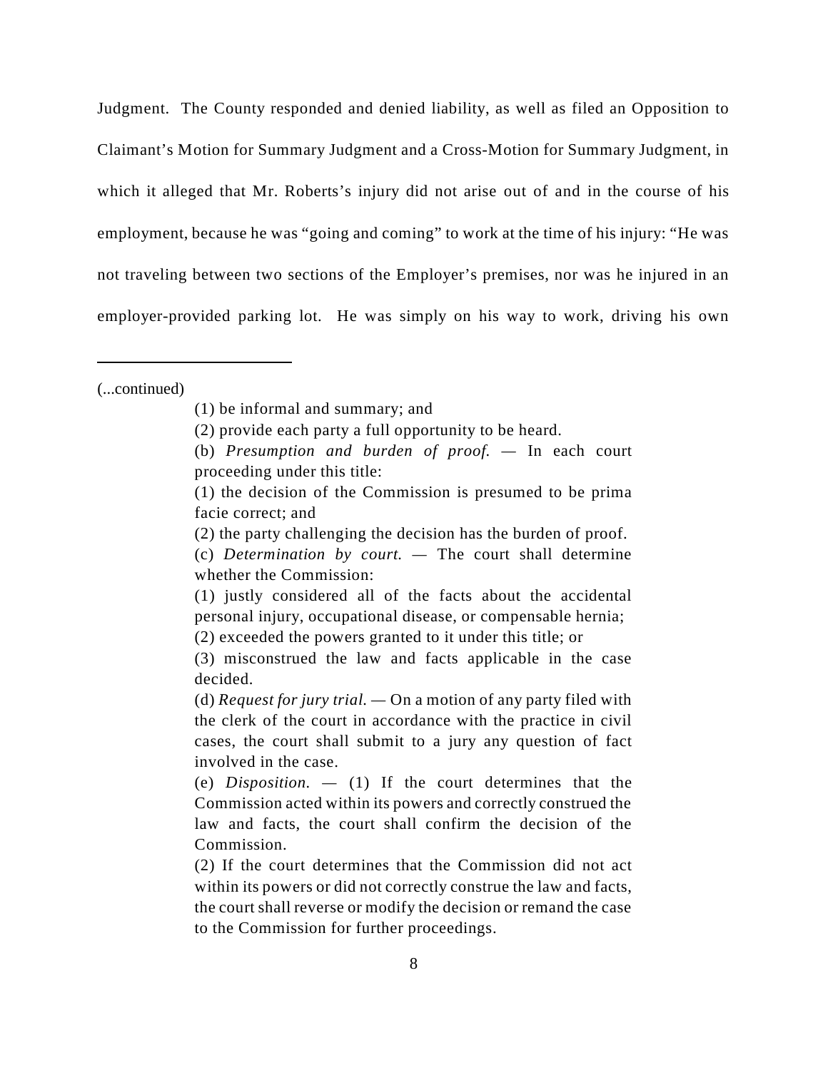Judgment. The County responded and denied liability, as well as filed an Opposition to Claimant's Motion for Summary Judgment and a Cross-Motion for Summary Judgment, in which it alleged that Mr. Roberts's injury did not arise out of and in the course of his employment, because he was "going and coming" to work at the time of his injury: "He was not traveling between two sections of the Employer's premises, nor was he injured in an employer-provided parking lot. He was simply on his way to work, driving his own

---

(...continued)

> (1) be informal and summary; and
>
> (2) provide each party a full opportunity to be heard.
>
> (b) *Presumption and burden of proof.* — In each court proceeding under this title:
>
> (1) the decision of the Commission is presumed to be prima facie correct; and
>
> (2) the party challenging the decision has the burden of proof.
>
> (c) *Determination by court.* — The court shall determine whether the Commission:
>
> (1) justly considered all of the facts about the accidental personal injury, occupational disease, or compensable hernia;
>
> (2) exceeded the powers granted to it under this title; or
>
> (3) misconstrued the law and facts applicable in the case decided.
>
> (d) *Request for jury trial.* — On a motion of any party filed with the clerk of the court in accordance with the practice in civil cases, the court shall submit to a jury any question of fact involved in the case.
>
> (e) *Disposition.* — (1) If the court determines that the Commission acted within its powers and correctly construed the law and facts, the court shall confirm the decision of the Commission.
>
> (2) If the court determines that the Commission did not act within its powers or did not correctly construe the law and facts, the court shall reverse or modify the decision or remand the case to the Commission for further proceedings.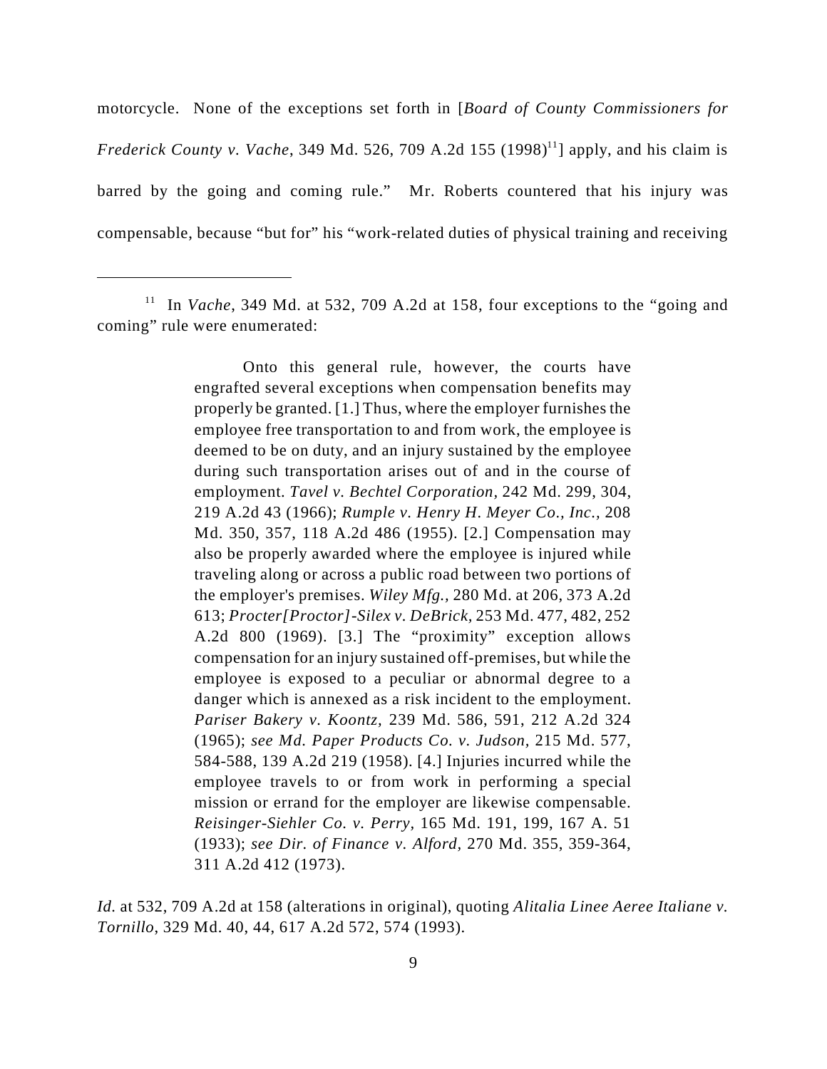motorcycle. None of the exceptions set forth in [*Board of County Commissioners for Frederick County v. Vache*, 349 Md. 526, 709 A.2d 155 (1998)[11]] apply, and his claim is barred by the going and coming rule." Mr. Roberts countered that his injury was compensable, because "but for" his "work-related duties of physical training and receiving

---

[11] In *Vache*, 349 Md. at 532, 709 A.2d at 158, four exceptions to the "going and coming" rule were enumerated:

> Onto this general rule, however, the courts have engrafted several exceptions when compensation benefits may properly be granted. [1.] Thus, where the employer furnishes the employee free transportation to and from work, the employee is deemed to be on duty, and an injury sustained by the employee during such transportation arises out of and in the course of employment. *Tavel v. Bechtel Corporation,* 242 Md. 299, 304, 219 A.2d 43 (1966); *Rumple v. Henry H. Meyer Co., Inc.,* 208 Md. 350, 357, 118 A.2d 486 (1955). [2.] Compensation may also be properly awarded where the employee is injured while traveling along or across a public road between two portions of the employer's premises. *Wiley Mfg.,* 280 Md. at 206, 373 A.2d 613; *Procter[Proctor]-Silex v. DeBrick,* 253 Md. 477, 482, 252 A.2d 800 (1969). [3.] The "proximity" exception allows compensation for an injury sustained off-premises, but while the employee is exposed to a peculiar or abnormal degree to a danger which is annexed as a risk incident to the employment. *Pariser Bakery v. Koontz,* 239 Md. 586, 591, 212 A.2d 324 (1965); *see Md. Paper Products Co. v. Judson,* 215 Md. 577, 584-588, 139 A.2d 219 (1958). [4.] Injuries incurred while the employee travels to or from work in performing a special mission or errand for the employer are likewise compensable. *Reisinger-Siehler Co. v. Perry,* 165 Md. 191, 199, 167 A. 51 (1933); *see Dir. of Finance v. Alford,* 270 Md. 355, 359-364, 311 A.2d 412 (1973).

*Id.* at 532, 709 A.2d at 158 (alterations in original), quoting *Alitalia Linee Aeree Italiane v. Tornillo*, 329 Md. 40, 44, 617 A.2d 572, 574 (1993).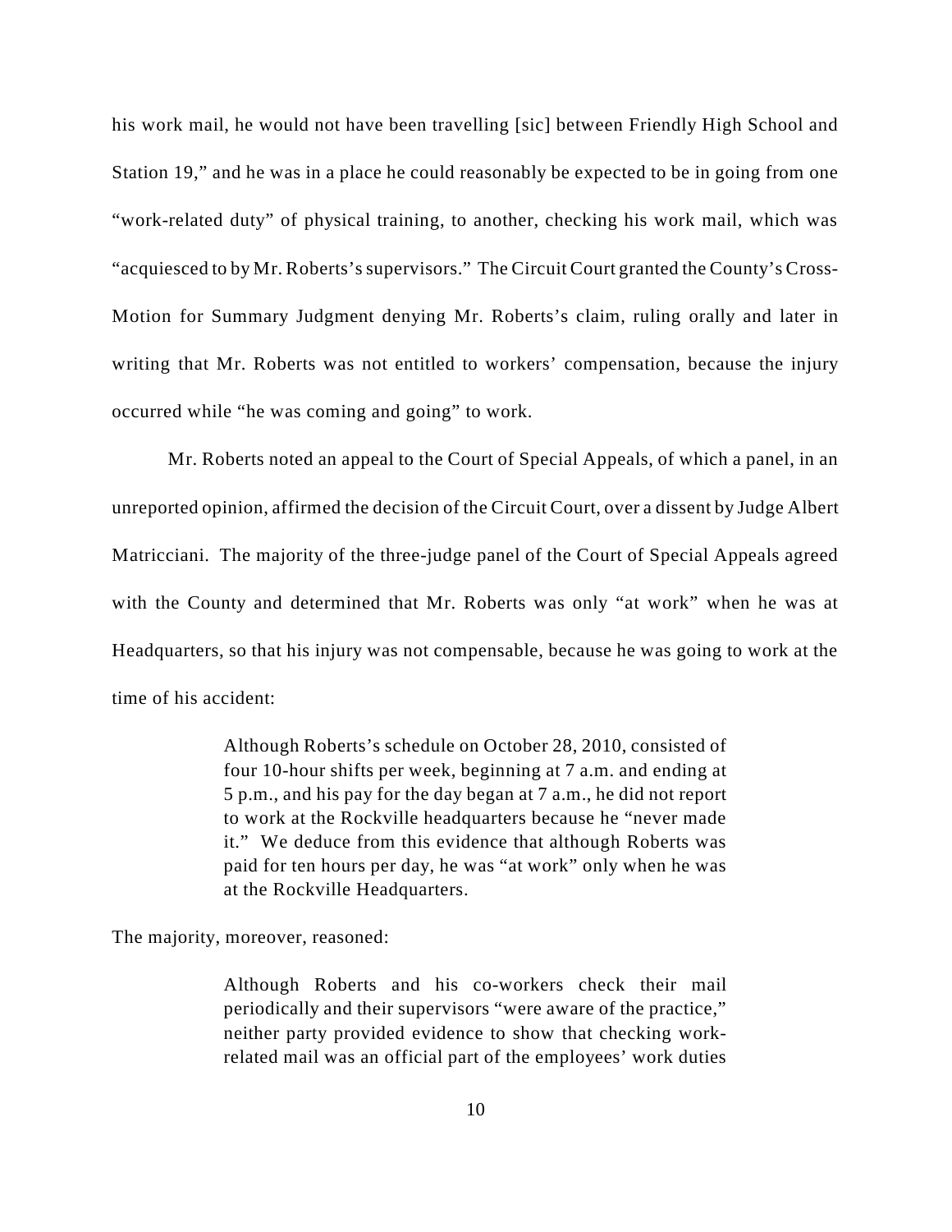his work mail, he would not have been travelling [sic] between Friendly High School and Station 19," and he was in a place he could reasonably be expected to be in going from one "work-related duty" of physical training, to another, checking his work mail, which was "acquiesced to by Mr. Roberts's supervisors." The Circuit Court granted the County's Cross-Motion for Summary Judgment denying Mr. Roberts's claim, ruling orally and later in writing that Mr. Roberts was not entitled to workers' compensation, because the injury occurred while "he was coming and going" to work.

Mr. Roberts noted an appeal to the Court of Special Appeals, of which a panel, in an unreported opinion, affirmed the decision of the Circuit Court, over a dissent by Judge Albert Matricciani. The majority of the three-judge panel of the Court of Special Appeals agreed with the County and determined that Mr. Roberts was only "at work" when he was at Headquarters, so that his injury was not compensable, because he was going to work at the time of his accident:

> Although Roberts's schedule on October 28, 2010, consisted of four 10-hour shifts per week, beginning at 7 a.m. and ending at 5 p.m., and his pay for the day began at 7 a.m., he did not report to work at the Rockville headquarters because he "never made it." We deduce from this evidence that although Roberts was paid for ten hours per day, he was "at work" only when he was at the Rockville Headquarters.

The majority, moreover, reasoned:

> Although Roberts and his co-workers check their mail periodically and their supervisors "were aware of the practice," neither party provided evidence to show that checking work-related mail was an official part of the employees' work duties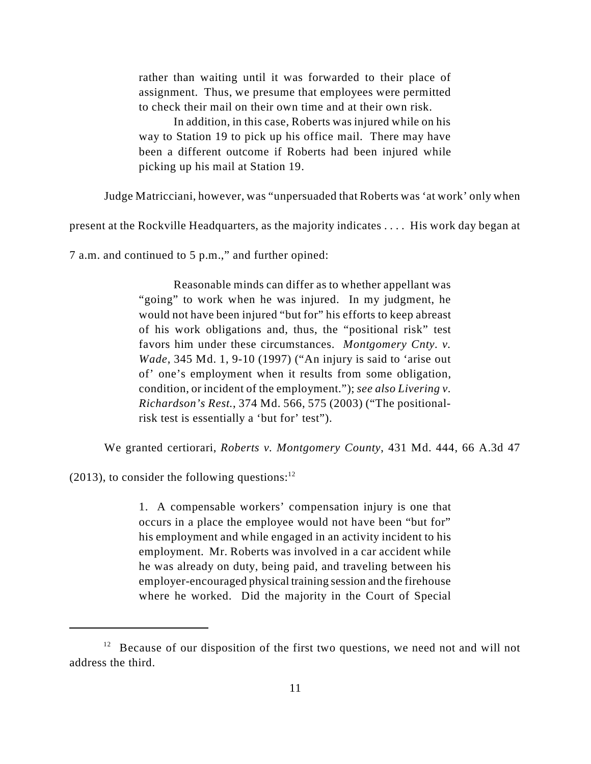> rather than waiting until it was forwarded to their place of assignment. Thus, we presume that employees were permitted to check their mail on their own time and at their own risk.
>
> In addition, in this case, Roberts was injured while on his way to Station 19 to pick up his office mail. There may have been a different outcome if Roberts had been injured while picking up his mail at Station 19.

Judge Matricciani, however, was "unpersuaded that Roberts was 'at work' only when present at the Rockville Headquarters, as the majority indicates . . . . His work day began at 7 a.m. and continued to 5 p.m.," and further opined:

> Reasonable minds can differ as to whether appellant was "going" to work when he was injured. In my judgment, he would not have been injured "but for" his efforts to keep abreast of his work obligations and, thus, the "positional risk" test favors him under these circumstances. *Montgomery Cnty. v. Wade*, 345 Md. 1, 9-10 (1997) ("An injury is said to 'arise out of' one's employment when it results from some obligation, condition, or incident of the employment."); *see also Livering v. Richardson's Rest.*, 374 Md. 566, 575 (2003) ("The positional-risk test is essentially a 'but for' test").

We granted certiorari, *Roberts v. Montgomery County*, 431 Md. 444, 66 A.3d 47 (2013), to consider the following questions:[12]

> 1. A compensable workers' compensation injury is one that occurs in a place the employee would not have been "but for" his employment and while engaged in an activity incident to his employment. Mr. Roberts was involved in a car accident while he was already on duty, being paid, and traveling between his employer-encouraged physical training session and the firehouse where he worked. Did the majority in the Court of Special

[12] Because of our disposition of the first two questions, we need not and will not address the third.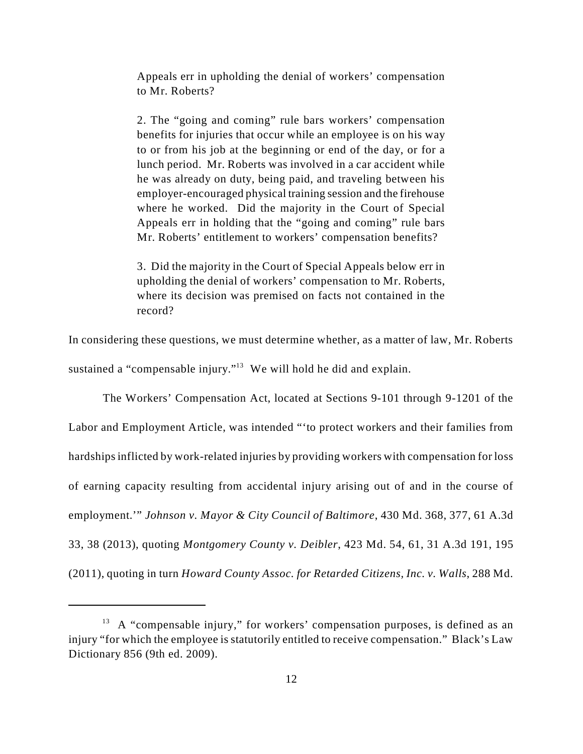> Appeals err in upholding the denial of workers' compensation to Mr. Roberts?
>
> 2. The "going and coming" rule bars workers' compensation benefits for injuries that occur while an employee is on his way to or from his job at the beginning or end of the day, or for a lunch period. Mr. Roberts was involved in a car accident while he was already on duty, being paid, and traveling between his employer-encouraged physical training session and the firehouse where he worked. Did the majority in the Court of Special Appeals err in holding that the "going and coming" rule bars Mr. Roberts' entitlement to workers' compensation benefits?
>
> 3. Did the majority in the Court of Special Appeals below err in upholding the denial of workers' compensation to Mr. Roberts, where its decision was premised on facts not contained in the record?

In considering these questions, we must determine whether, as a matter of law, Mr. Roberts sustained a "compensable injury."[13] We will hold he did and explain.

The Workers' Compensation Act, located at Sections 9-101 through 9-1201 of the Labor and Employment Article, was intended "'to protect workers and their families from hardships inflicted by work-related injuries by providing workers with compensation for loss of earning capacity resulting from accidental injury arising out of and in the course of employment.'" *Johnson v. Mayor & City Council of Baltimore*, 430 Md. 368, 377, 61 A.3d 33, 38 (2013), quoting *Montgomery County v. Deibler*, 423 Md. 54, 61, 31 A.3d 191, 195 (2011), quoting in turn *Howard County Assoc. for Retarded Citizens, Inc. v. Walls*, 288 Md.

---

[13] A "compensable injury," for workers' compensation purposes, is defined as an injury "for which the employee is statutorily entitled to receive compensation." Black's Law Dictionary 856 (9th ed. 2009).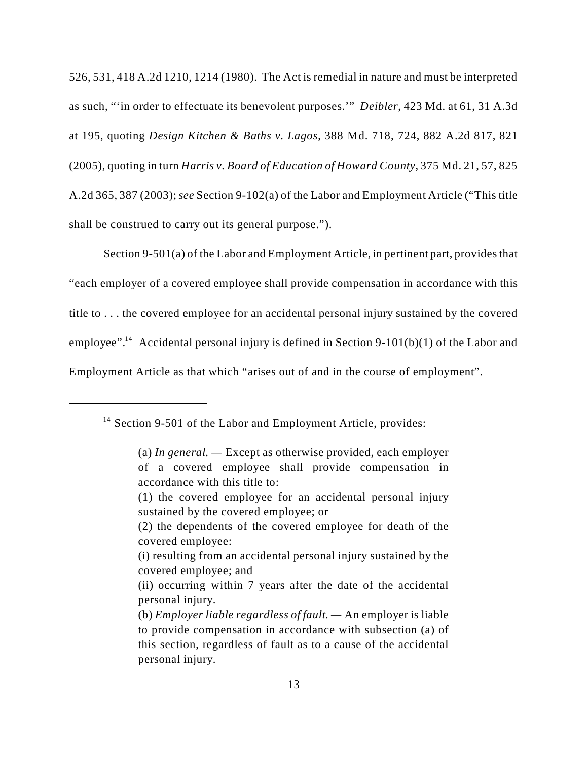526, 531, 418 A.2d 1210, 1214 (1980). The Act is remedial in nature and must be interpreted as such, "'in order to effectuate its benevolent purposes.'" *Deibler*, 423 Md. at 61, 31 A.3d at 195, quoting *Design Kitchen & Baths v. Lagos*, 388 Md. 718, 724, 882 A.2d 817, 821 (2005), quoting in turn *Harris v. Board of Education of Howard County*, 375 Md. 21, 57, 825 A.2d 365, 387 (2003); *see* Section 9-102(a) of the Labor and Employment Article ("This title shall be construed to carry out its general purpose.").

Section 9-501(a) of the Labor and Employment Article, in pertinent part, provides that "each employer of a covered employee shall provide compensation in accordance with this title to . . . the covered employee for an accidental personal injury sustained by the covered employee".[14] Accidental personal injury is defined in Section 9-101(b)(1) of the Labor and Employment Article as that which "arises out of and in the course of employment".

---

[14] Section 9-501 of the Labor and Employment Article, provides:

> (a) *In general.* — Except as otherwise provided, each employer of a covered employee shall provide compensation in accordance with this title to:
> (1) the covered employee for an accidental personal injury sustained by the covered employee; or
> (2) the dependents of the covered employee for death of the covered employee:
> (i) resulting from an accidental personal injury sustained by the covered employee; and
> (ii) occurring within 7 years after the date of the accidental personal injury.
> (b) *Employer liable regardless of fault.* — An employer is liable to provide compensation in accordance with subsection (a) of this section, regardless of fault as to a cause of the accidental personal injury.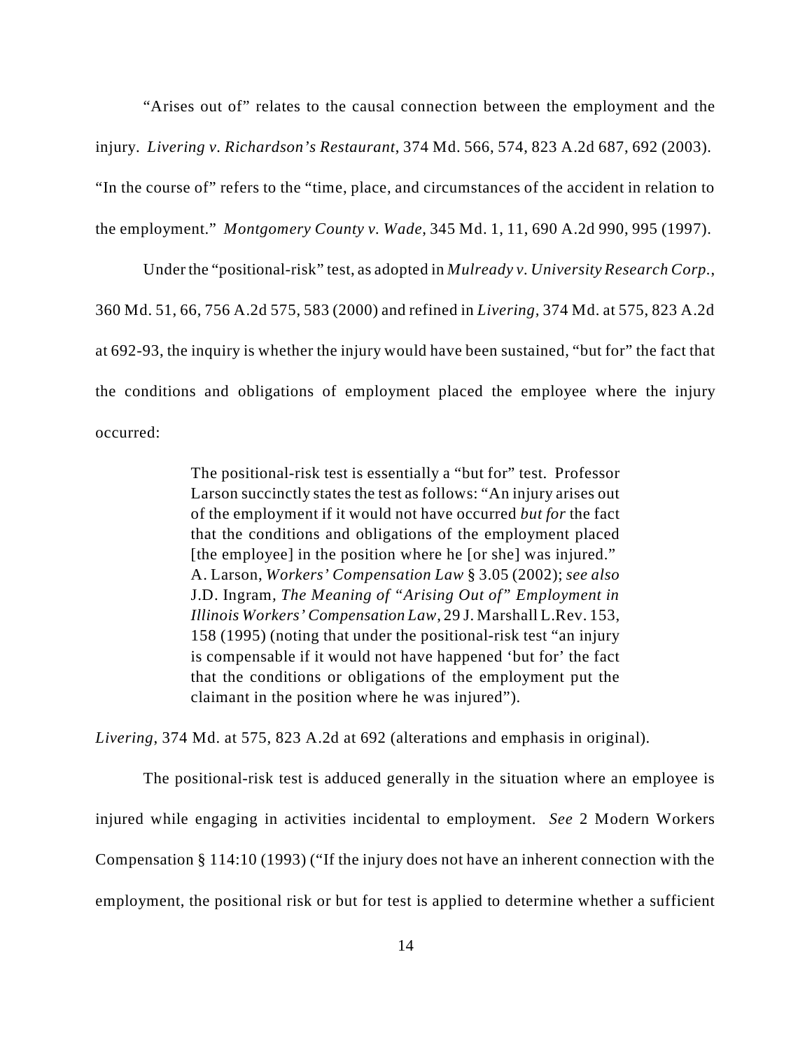"Arises out of" relates to the causal connection between the employment and the injury. *Livering v. Richardson's Restaurant*, 374 Md. 566, 574, 823 A.2d 687, 692 (2003). "In the course of" refers to the "time, place, and circumstances of the accident in relation to the employment." *Montgomery County v. Wade*, 345 Md. 1, 11, 690 A.2d 990, 995 (1997).

Under the "positional-risk" test, as adopted in *Mulready v. University Research Corp.*, 360 Md. 51, 66, 756 A.2d 575, 583 (2000) and refined in *Livering*, 374 Md. at 575, 823 A.2d at 692-93, the inquiry is whether the injury would have been sustained, "but for" the fact that the conditions and obligations of employment placed the employee where the injury occurred:

> The positional-risk test is essentially a "but for" test. Professor Larson succinctly states the test as follows: "An injury arises out of the employment if it would not have occurred *but for* the fact that the conditions and obligations of the employment placed [the employee] in the position where he [or she] was injured." A. Larson, *Workers' Compensation Law* § 3.05 (2002); *see also* J.D. Ingram, *The Meaning of "Arising Out of" Employment in Illinois Workers' Compensation Law*, 29 J. Marshall L.Rev. 153, 158 (1995) (noting that under the positional-risk test "an injury is compensable if it would not have happened 'but for' the fact that the conditions or obligations of the employment put the claimant in the position where he was injured").

*Livering*, 374 Md. at 575, 823 A.2d at 692 (alterations and emphasis in original).

The positional-risk test is adduced generally in the situation where an employee is injured while engaging in activities incidental to employment. *See* 2 Modern Workers Compensation § 114:10 (1993) ("If the injury does not have an inherent connection with the employment, the positional risk or but for test is applied to determine whether a sufficient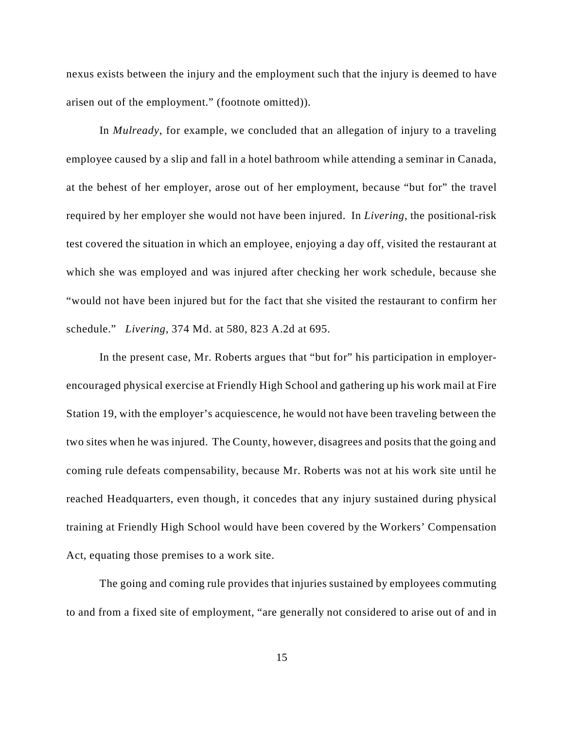nexus exists between the injury and the employment such that the injury is deemed to have arisen out of the employment." (footnote omitted)).

In *Mulready*, for example, we concluded that an allegation of injury to a traveling employee caused by a slip and fall in a hotel bathroom while attending a seminar in Canada, at the behest of her employer, arose out of her employment, because "but for" the travel required by her employer she would not have been injured. In *Livering*, the positional-risk test covered the situation in which an employee, enjoying a day off, visited the restaurant at which she was employed and was injured after checking her work schedule, because she "would not have been injured but for the fact that she visited the restaurant to confirm her schedule." *Livering*, 374 Md. at 580, 823 A.2d at 695.

In the present case, Mr. Roberts argues that "but for" his participation in employer-encouraged physical exercise at Friendly High School and gathering up his work mail at Fire Station 19, with the employer's acquiescence, he would not have been traveling between the two sites when he was injured. The County, however, disagrees and posits that the going and coming rule defeats compensability, because Mr. Roberts was not at his work site until he reached Headquarters, even though, it concedes that any injury sustained during physical training at Friendly High School would have been covered by the Workers' Compensation Act, equating those premises to a work site.

The going and coming rule provides that injuries sustained by employees commuting to and from a fixed site of employment, "are generally not considered to arise out of and in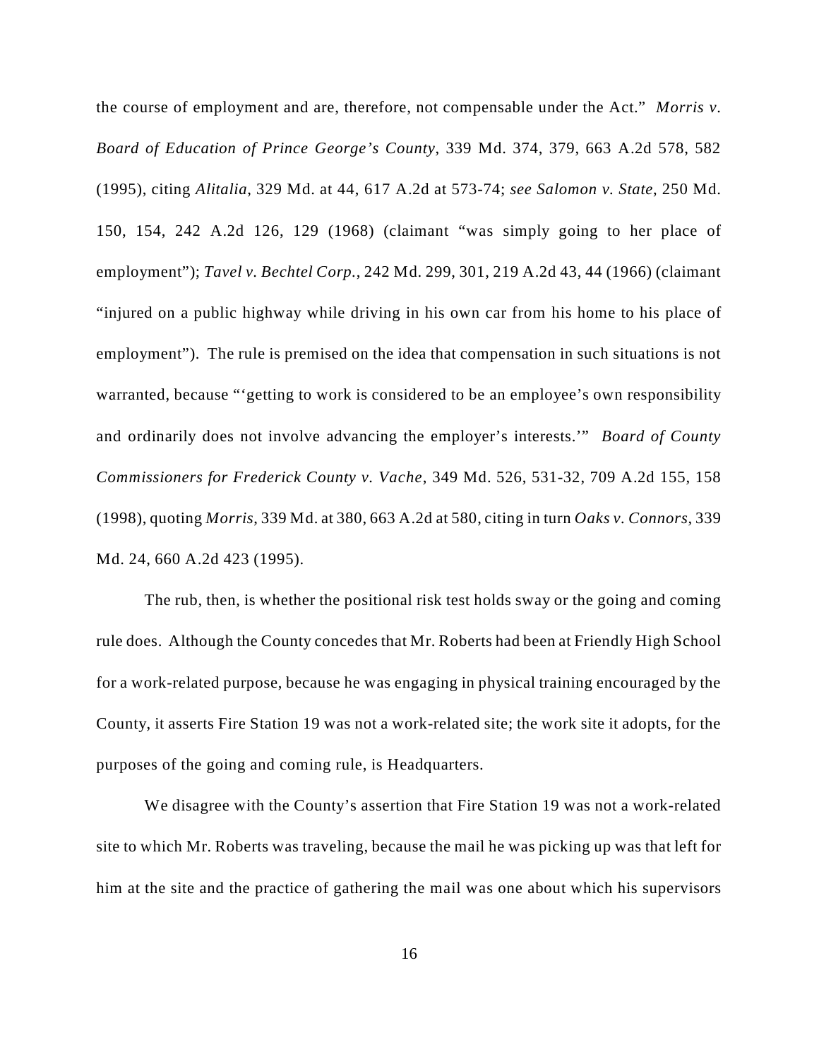the course of employment and are, therefore, not compensable under the Act." *Morris v. Board of Education of Prince George's County*, 339 Md. 374, 379, 663 A.2d 578, 582 (1995), citing *Alitalia*, 329 Md. at 44, 617 A.2d at 573-74; *see Salomon v. State*, 250 Md. 150, 154, 242 A.2d 126, 129 (1968) (claimant "was simply going to her place of employment"); *Tavel v. Bechtel Corp.*, 242 Md. 299, 301, 219 A.2d 43, 44 (1966) (claimant "injured on a public highway while driving in his own car from his home to his place of employment"). The rule is premised on the idea that compensation in such situations is not warranted, because "'getting to work is considered to be an employee's own responsibility and ordinarily does not involve advancing the employer's interests.'" *Board of County Commissioners for Frederick County v. Vache*, 349 Md. 526, 531-32, 709 A.2d 155, 158 (1998), quoting *Morris*, 339 Md. at 380, 663 A.2d at 580, citing in turn *Oaks v. Connors*, 339 Md. 24, 660 A.2d 423 (1995).

The rub, then, is whether the positional risk test holds sway or the going and coming rule does. Although the County concedes that Mr. Roberts had been at Friendly High School for a work-related purpose, because he was engaging in physical training encouraged by the County, it asserts Fire Station 19 was not a work-related site; the work site it adopts, for the purposes of the going and coming rule, is Headquarters.

We disagree with the County's assertion that Fire Station 19 was not a work-related site to which Mr. Roberts was traveling, because the mail he was picking up was that left for him at the site and the practice of gathering the mail was one about which his supervisors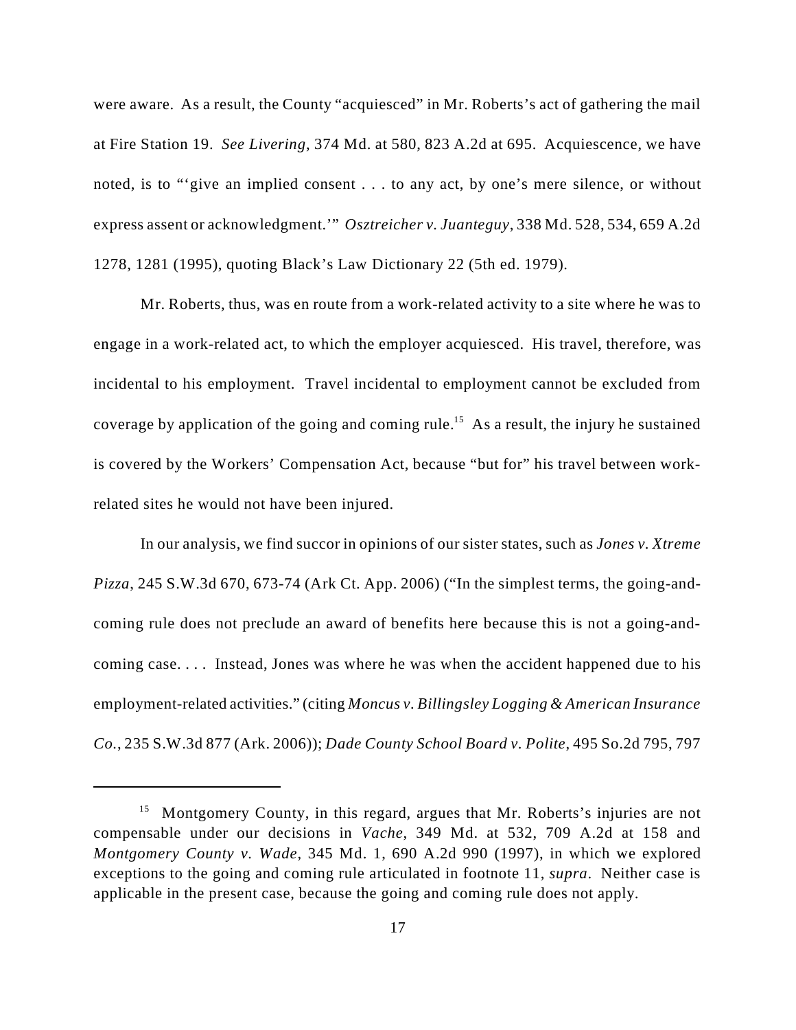were aware. As a result, the County "acquiesced" in Mr. Roberts's act of gathering the mail at Fire Station 19. *See Livering*, 374 Md. at 580, 823 A.2d at 695. Acquiescence, we have noted, is to "'give an implied consent . . . to any act, by one's mere silence, or without express assent or acknowledgment.'" *Osztreicher v. Juanteguy*, 338 Md. 528, 534, 659 A.2d 1278, 1281 (1995), quoting Black's Law Dictionary 22 (5th ed. 1979).

Mr. Roberts, thus, was en route from a work-related activity to a site where he was to engage in a work-related act, to which the employer acquiesced. His travel, therefore, was incidental to his employment. Travel incidental to employment cannot be excluded from coverage by application of the going and coming rule.[15] As a result, the injury he sustained is covered by the Workers' Compensation Act, because "but for" his travel between work-related sites he would not have been injured.

In our analysis, we find succor in opinions of our sister states, such as *Jones v. Xtreme Pizza*, 245 S.W.3d 670, 673-74 (Ark Ct. App. 2006) ("In the simplest terms, the going-and-coming rule does not preclude an award of benefits here because this is not a going-and-coming case. . . . Instead, Jones was where he was when the accident happened due to his employment-related activities." (citing *Moncus v. Billingsley Logging & American Insurance Co.*, 235 S.W.3d 877 (Ark. 2006)); *Dade County School Board v. Polite*, 495 So.2d 795, 797

---

[15] Montgomery County, in this regard, argues that Mr. Roberts's injuries are not compensable under our decisions in *Vache*, 349 Md. at 532, 709 A.2d at 158 and *Montgomery County v. Wade*, 345 Md. 1, 690 A.2d 990 (1997), in which we explored exceptions to the going and coming rule articulated in footnote 11, *supra*. Neither case is applicable in the present case, because the going and coming rule does not apply.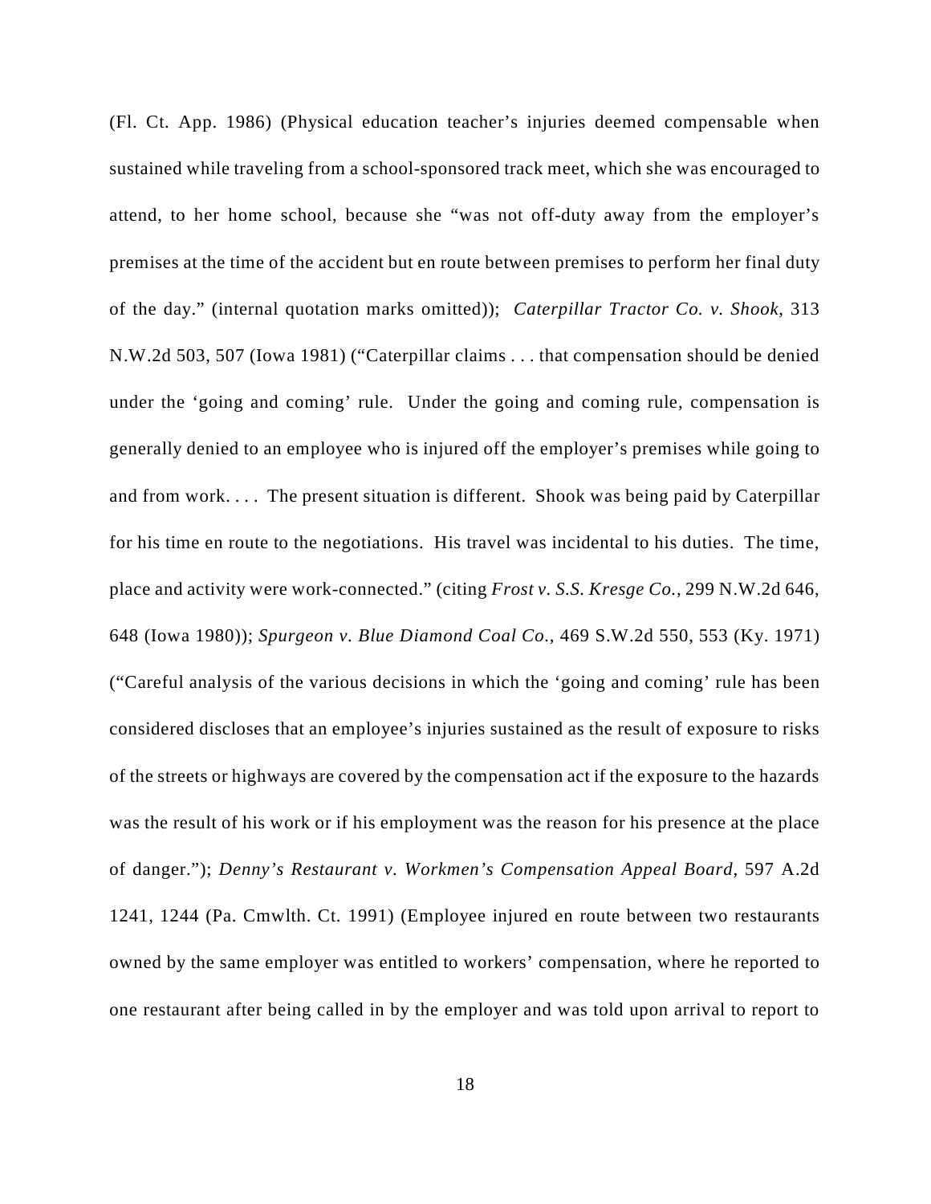(Fl. Ct. App. 1986) (Physical education teacher's injuries deemed compensable when sustained while traveling from a school-sponsored track meet, which she was encouraged to attend, to her home school, because she "was not off-duty away from the employer's premises at the time of the accident but en route between premises to perform her final duty of the day." (internal quotation marks omitted)); *Caterpillar Tractor Co. v. Shook*, 313 N.W.2d 503, 507 (Iowa 1981) ("Caterpillar claims . . . that compensation should be denied under the 'going and coming' rule. Under the going and coming rule, compensation is generally denied to an employee who is injured off the employer's premises while going to and from work. . . . The present situation is different. Shook was being paid by Caterpillar for his time en route to the negotiations. His travel was incidental to his duties. The time, place and activity were work-connected." (citing *Frost v. S.S. Kresge Co.*, 299 N.W.2d 646, 648 (Iowa 1980)); *Spurgeon v. Blue Diamond Coal Co.*, 469 S.W.2d 550, 553 (Ky. 1971) ("Careful analysis of the various decisions in which the 'going and coming' rule has been considered discloses that an employee's injuries sustained as the result of exposure to risks of the streets or highways are covered by the compensation act if the exposure to the hazards was the result of his work or if his employment was the reason for his presence at the place of danger."); *Denny's Restaurant v. Workmen's Compensation Appeal Board*, 597 A.2d 1241, 1244 (Pa. Cmwlth. Ct. 1991) (Employee injured en route between two restaurants owned by the same employer was entitled to workers' compensation, where he reported to one restaurant after being called in by the employer and was told upon arrival to report to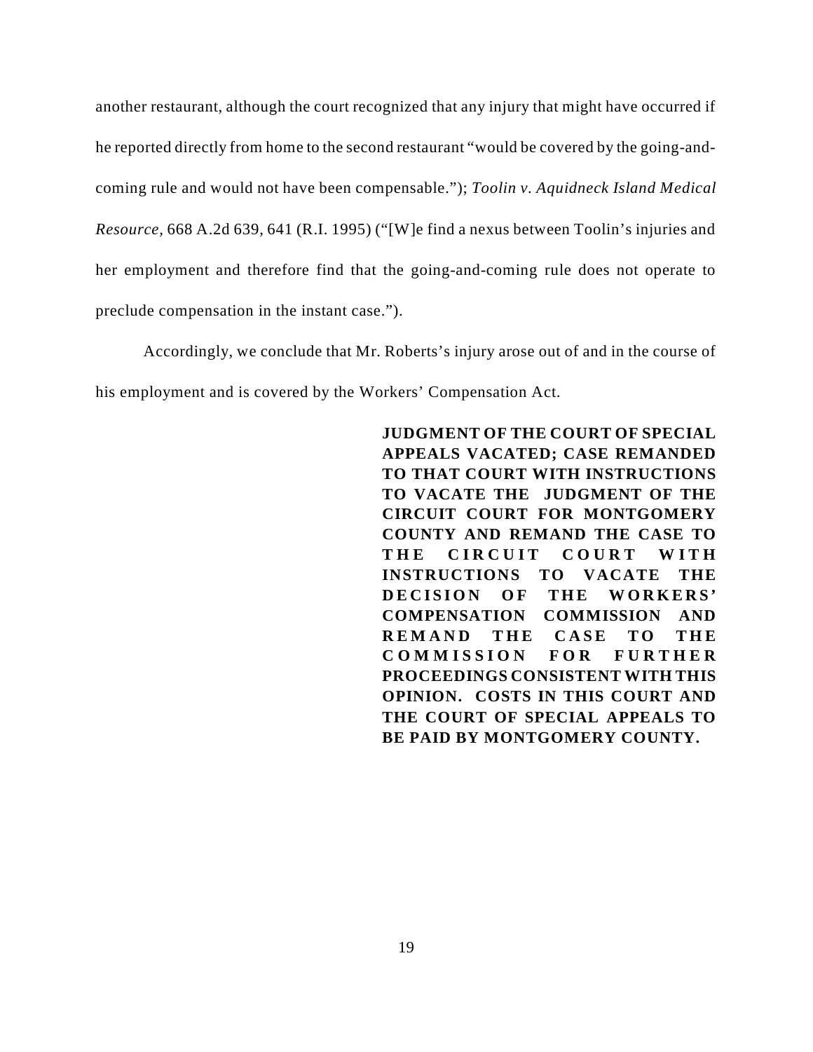another restaurant, although the court recognized that any injury that might have occurred if he reported directly from home to the second restaurant "would be covered by the going-and-coming rule and would not have been compensable."); *Toolin v. Aquidneck Island Medical Resource*, 668 A.2d 639, 641 (R.I. 1995) ("[W]e find a nexus between Toolin's injuries and her employment and therefore find that the going-and-coming rule does not operate to preclude compensation in the instant case.").

Accordingly, we conclude that Mr. Roberts's injury arose out of and in the course of his employment and is covered by the Workers' Compensation Act.

**JUDGMENT OF THE COURT OF SPECIAL APPEALS VACATED; CASE REMANDED TO THAT COURT WITH INSTRUCTIONS TO VACATE THE JUDGMENT OF THE CIRCUIT COURT FOR MONTGOMERY COUNTY AND REMAND THE CASE TO THE CIRCUIT COURT WITH INSTRUCTIONS TO VACATE THE DECISION OF THE WORKERS' COMPENSATION COMMISSION AND REMAND THE CASE TO THE COMMISSION FOR FURTHER PROCEEDINGS CONSISTENT WITH THIS OPINION. COSTS IN THIS COURT AND THE COURT OF SPECIAL APPEALS TO BE PAID BY MONTGOMERY COUNTY.**